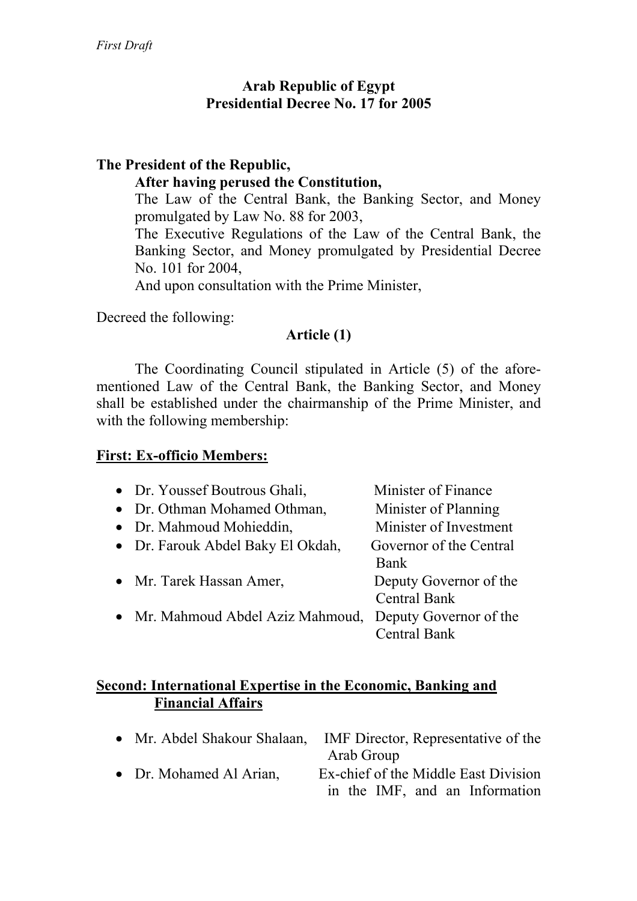*First Draft*

**Arab Republic of Egypt**
**Presidential Decree No. 17 for 2005**

**The President of the Republic,**

**After having perused the Constitution,**

The Law of the Central Bank, the Banking Sector, and Money promulgated by Law No. 88 for 2003,

The Executive Regulations of the Law of the Central Bank, the Banking Sector, and Money promulgated by Presidential Decree No. 101 for 2004,

And upon consultation with the Prime Minister,

Decreed the following:

**Article (1)**

The Coordinating Council stipulated in Article (5) of the afore-mentioned Law of the Central Bank, the Banking Sector, and Money shall be established under the chairmanship of the Prime Minister, and with the following membership:

**First: Ex-officio Members:**

- Dr. Youssef Boutrous Ghali, Minister of Finance
- Dr. Othman Mohamed Othman, Minister of Planning
- Dr. Mahmoud Mohieddin, Minister of Investment
- Dr. Farouk Abdel Baky El Okdah, Governor of the Central Bank
- Mr. Tarek Hassan Amer, Deputy Governor of the Central Bank
- Mr. Mahmoud Abdel Aziz Mahmoud, Deputy Governor of the Central Bank

**Second: International Expertise in the Economic, Banking and Financial Affairs**

- Mr. Abdel Shakour Shalaan, IMF Director, Representative of the Arab Group
- Dr. Mohamed Al Arian, Ex-chief of the Middle East Division in the IMF, and an Information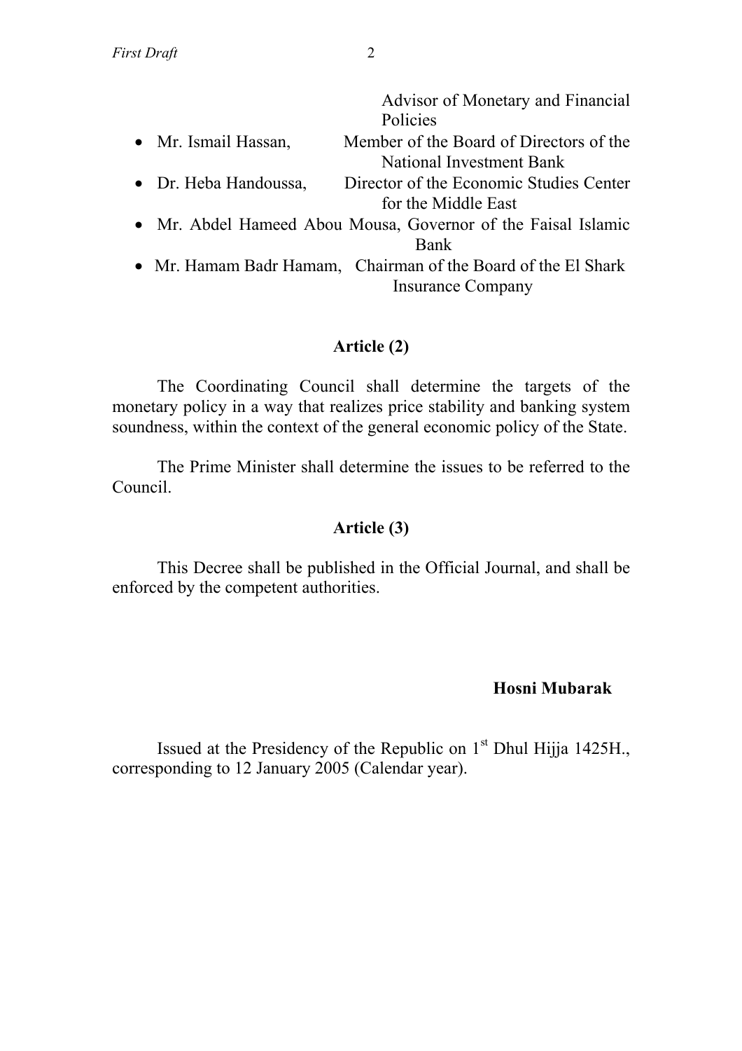Advisor of Monetary and Financial Policies

- Mr. Ismail Hassan, Member of the Board of Directors of the National Investment Bank
- Dr. Heba Handoussa, Director of the Economic Studies Center for the Middle East
- Mr. Abdel Hameed Abou Mousa, Governor of the Faisal Islamic Bank
- Mr. Hamam Badr Hamam, Chairman of the Board of the El Shark Insurance Company

## Article (2)

The Coordinating Council shall determine the targets of the monetary policy in a way that realizes price stability and banking system soundness, within the context of the general economic policy of the State.

The Prime Minister shall determine the issues to be referred to the Council.

## Article (3)

This Decree shall be published in the Official Journal, and shall be enforced by the competent authorities.

**Hosni Mubarak**

Issued at the Presidency of the Republic on 1st Dhul Hijja 1425H., corresponding to 12 January 2005 (Calendar year).